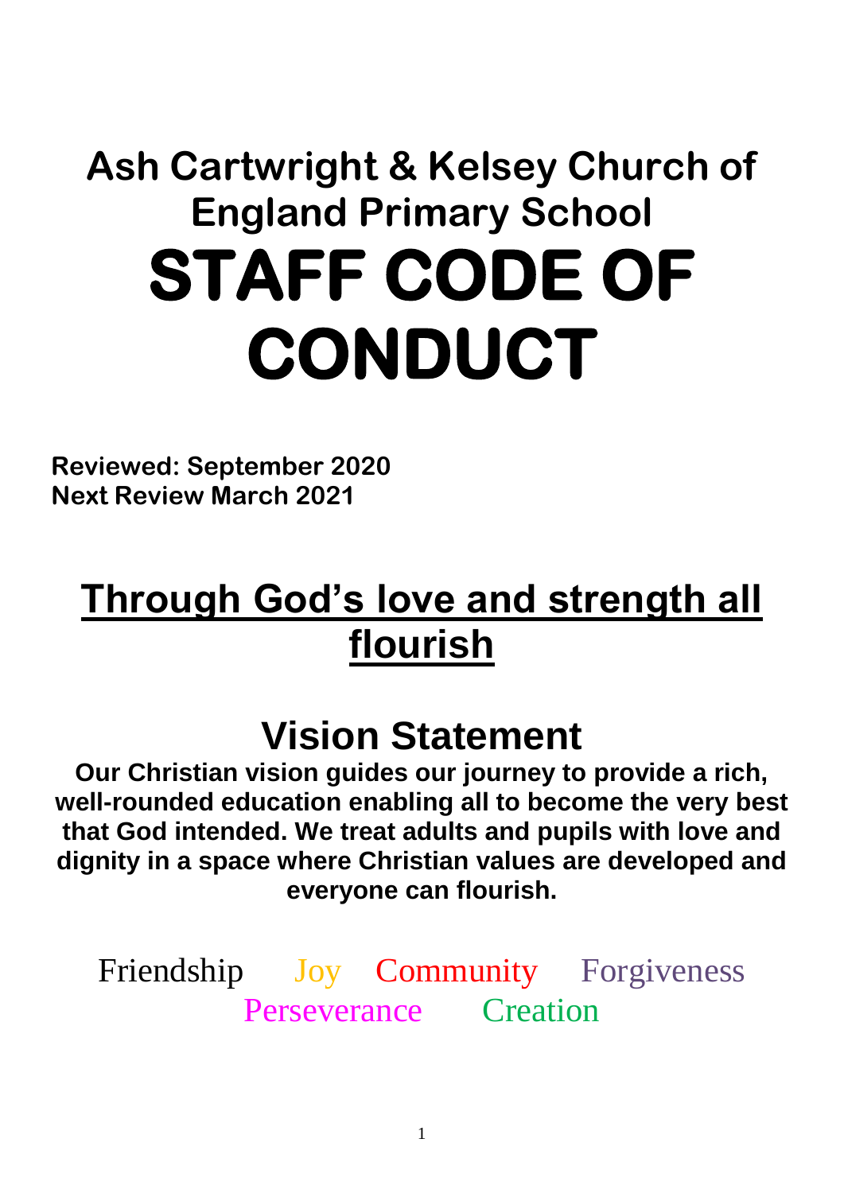# Ash Cartwright & Kelsey Church of England Primary School

# STAFF CODE OF CONDUCT

**Reviewed: September 2020**
**Next Review March 2021**

## Through God's love and strength all flourish

## Vision Statement

**Our Christian vision guides our journey to provide a rich, well-rounded education enabling all to become the very best that God intended. We treat adults and pupils with love and dignity in a space where Christian values are developed and everyone can flourish.**

Friendship Joy Community Forgiveness Perseverance Creation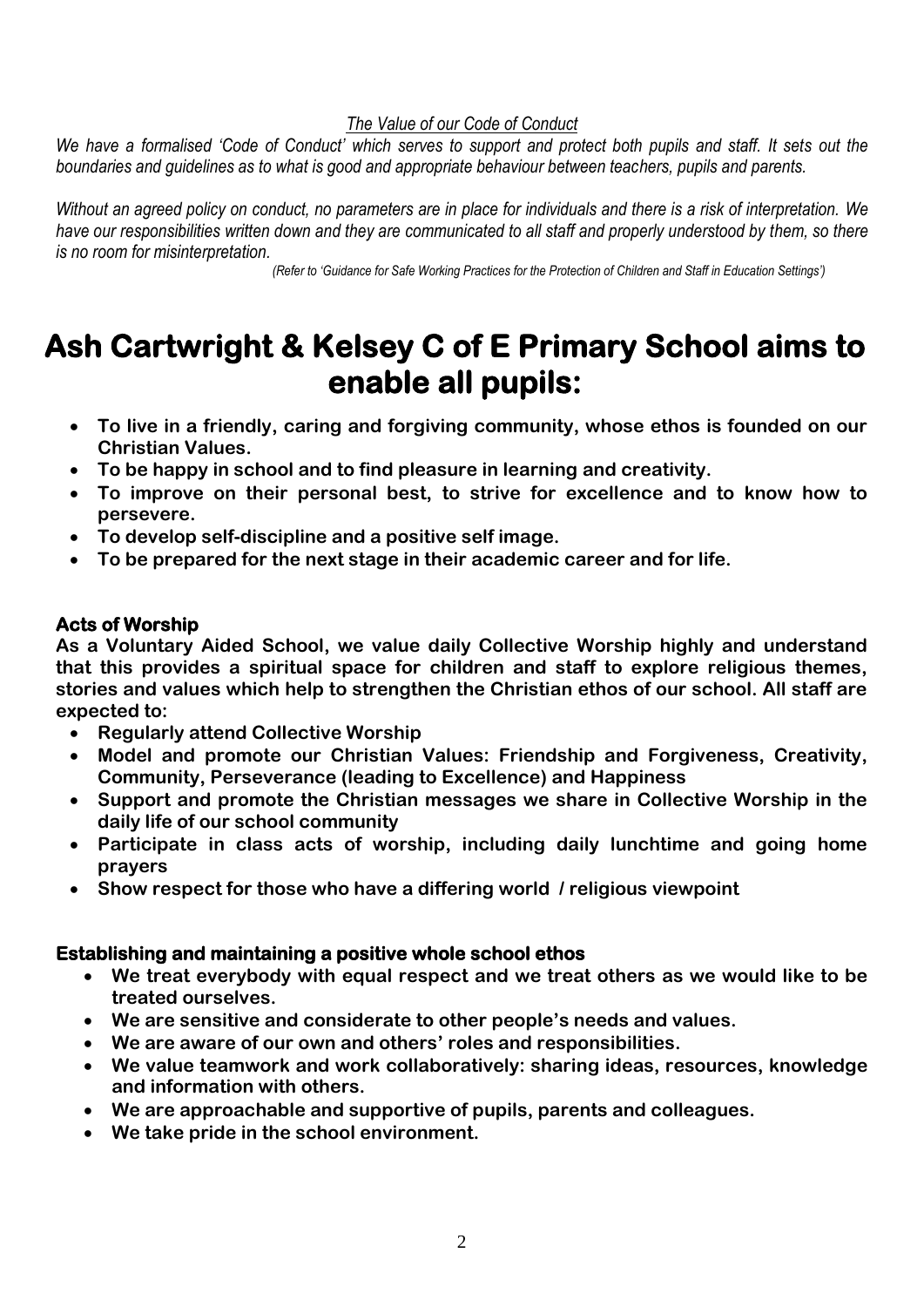*The Value of our Code of Conduct*

*We have a formalised 'Code of Conduct' which serves to support and protect both pupils and staff. It sets out the boundaries and guidelines as to what is good and appropriate behaviour between teachers, pupils and parents.*

*Without an agreed policy on conduct, no parameters are in place for individuals and there is a risk of interpretation. We have our responsibilities written down and they are communicated to all staff and properly understood by them, so there is no room for misinterpretation.*

*(Refer to 'Guidance for Safe Working Practices for the Protection of Children and Staff in Education Settings')*

# Ash Cartwright & Kelsey C of E Primary School aims to enable all pupils:

- **To live in a friendly, caring and forgiving community, whose ethos is founded on our Christian Values.**
- **To be happy in school and to find pleasure in learning and creativity.**
- **To improve on their personal best, to strive for excellence and to know how to persevere.**
- **To develop self-discipline and a positive self image.**
- **To be prepared for the next stage in their academic career and for life.**

### Acts of Worship

**As a Voluntary Aided School, we value daily Collective Worship highly and understand that this provides a spiritual space for children and staff to explore religious themes, stories and values which help to strengthen the Christian ethos of our school. All staff are expected to:**

- **Regularly attend Collective Worship**
- **Model and promote our Christian Values: Friendship and Forgiveness, Creativity, Community, Perseverance (leading to Excellence) and Happiness**
- **Support and promote the Christian messages we share in Collective Worship in the daily life of our school community**
- **Participate in class acts of worship, including daily lunchtime and going home prayers**
- **Show respect for those who have a differing world / religious viewpoint**

### Establishing and maintaining a positive whole school ethos

- **We treat everybody with equal respect and we treat others as we would like to be treated ourselves.**
- **We are sensitive and considerate to other people's needs and values.**
- **We are aware of our own and others' roles and responsibilities.**
- **We value teamwork and work collaboratively: sharing ideas, resources, knowledge and information with others.**
- **We are approachable and supportive of pupils, parents and colleagues.**
- **We take pride in the school environment.**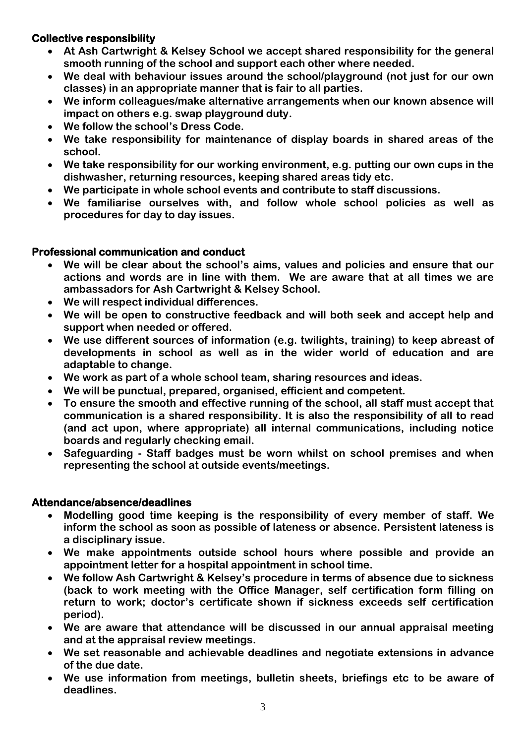### Collective responsibility

- **At Ash Cartwright & Kelsey School we accept shared responsibility for the general smooth running of the school and support each other where needed.**
- **We deal with behaviour issues around the school/playground (not just for our own classes) in an appropriate manner that is fair to all parties.**
- **We inform colleagues/make alternative arrangements when our known absence will impact on others e.g. swap playground duty.**
- **We follow the school's Dress Code.**
- **We take responsibility for maintenance of display boards in shared areas of the school.**
- **We take responsibility for our working environment, e.g. putting our own cups in the dishwasher, returning resources, keeping shared areas tidy etc.**
- **We participate in whole school events and contribute to staff discussions.**
- **We familiarise ourselves with, and follow whole school policies as well as procedures for day to day issues.**

### Professional communication and conduct

- **We will be clear about the school's aims, values and policies and ensure that our actions and words are in line with them. We are aware that at all times we are ambassadors for Ash Cartwright & Kelsey School.**
- **We will respect individual differences.**
- **We will be open to constructive feedback and will both seek and accept help and support when needed or offered.**
- **We use different sources of information (e.g. twilights, training) to keep abreast of developments in school as well as in the wider world of education and are adaptable to change.**
- **We work as part of a whole school team, sharing resources and ideas.**
- **We will be punctual, prepared, organised, efficient and competent.**
- **To ensure the smooth and effective running of the school, all staff must accept that communication is a shared responsibility. It is also the responsibility of all to read (and act upon, where appropriate) all internal communications, including notice boards and regularly checking email.**
- **Safeguarding - Staff badges must be worn whilst on school premises and when representing the school at outside events/meetings.**

### Attendance/absence/deadlines

- **Modelling good time keeping is the responsibility of every member of staff. We inform the school as soon as possible of lateness or absence. Persistent lateness is a disciplinary issue.**
- **We make appointments outside school hours where possible and provide an appointment letter for a hospital appointment in school time.**
- **We follow Ash Cartwright & Kelsey's procedure in terms of absence due to sickness (back to work meeting with the Office Manager, self certification form filling on return to work; doctor's certificate shown if sickness exceeds self certification period).**
- **We are aware that attendance will be discussed in our annual appraisal meeting and at the appraisal review meetings.**
- **We set reasonable and achievable deadlines and negotiate extensions in advance of the due date.**
- **We use information from meetings, bulletin sheets, briefings etc to be aware of deadlines.**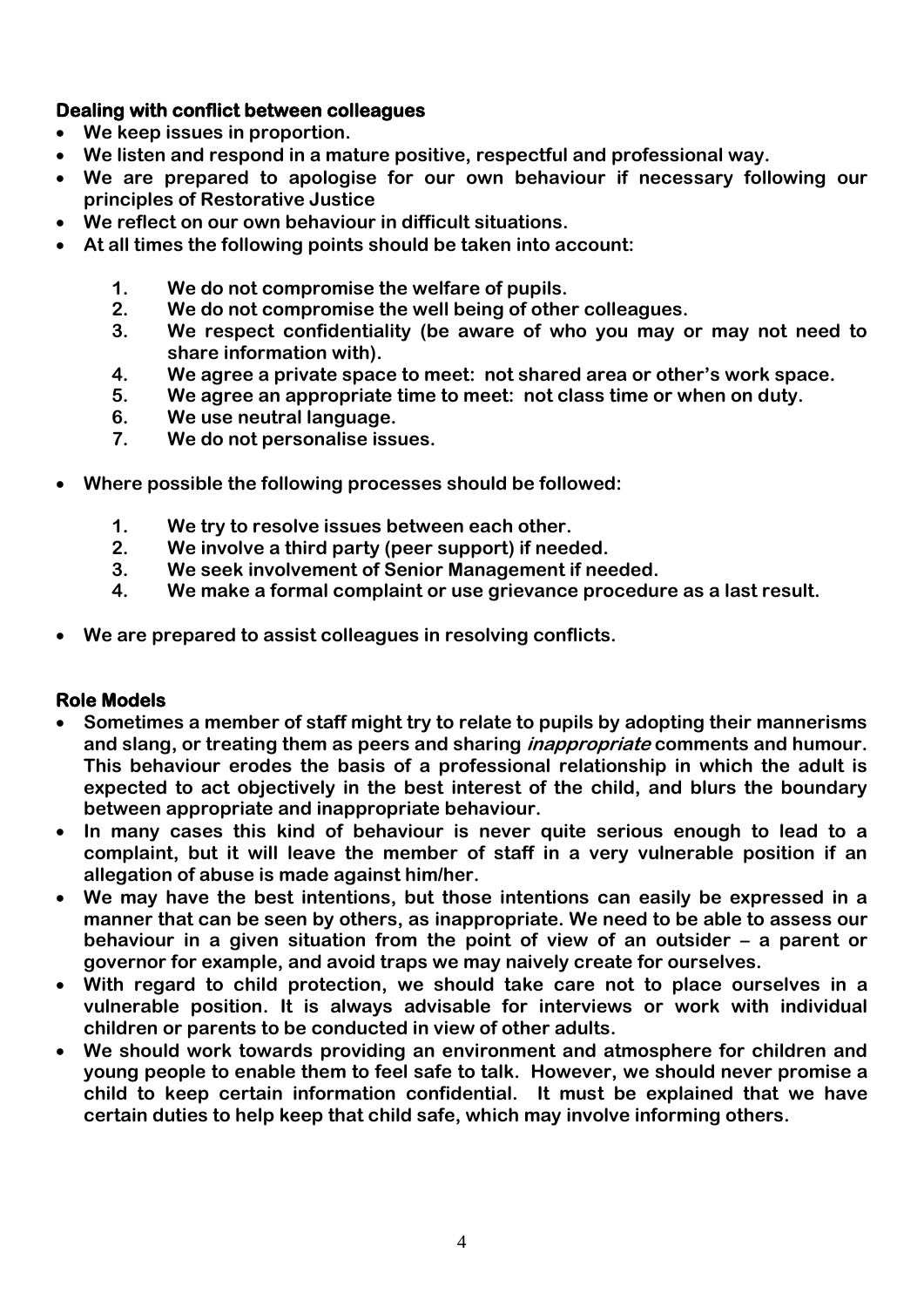### Dealing with conflict between colleagues

- We keep issues in proportion.
- We listen and respond in a mature positive, respectful and professional way.
- We are prepared to apologise for our own behaviour if necessary following our principles of Restorative Justice
- We reflect on our own behaviour in difficult situations.
- At all times the following points should be taken into account:

    1. We do not compromise the welfare of pupils.
    2. We do not compromise the well being of other colleagues.
    3. We respect confidentiality (be aware of who you may or may not need to share information with).
    4. We agree a private space to meet: not shared area or other's work space.
    5. We agree an appropriate time to meet: not class time or when on duty.
    6. We use neutral language.
    7. We do not personalise issues.

- Where possible the following processes should be followed:

    1. We try to resolve issues between each other.
    2. We involve a third party (peer support) if needed.
    3. We seek involvement of Senior Management if needed.
    4. We make a formal complaint or use grievance procedure as a last result.

- We are prepared to assist colleagues in resolving conflicts.

### Role Models

- Sometimes a member of staff might try to relate to pupils by adopting their mannerisms and slang, or treating them as peers and sharing *inappropriate* comments and humour. This behaviour erodes the basis of a professional relationship in which the adult is expected to act objectively in the best interest of the child, and blurs the boundary between appropriate and inappropriate behaviour.
- In many cases this kind of behaviour is never quite serious enough to lead to a complaint, but it will leave the member of staff in a very vulnerable position if an allegation of abuse is made against him/her.
- We may have the best intentions, but those intentions can easily be expressed in a manner that can be seen by others, as inappropriate. We need to be able to assess our behaviour in a given situation from the point of view of an outsider – a parent or governor for example, and avoid traps we may naively create for ourselves.
- With regard to child protection, we should take care not to place ourselves in a vulnerable position. It is always advisable for interviews or work with individual children or parents to be conducted in view of other adults.
- We should work towards providing an environment and atmosphere for children and young people to enable them to feel safe to talk. However, we should never promise a child to keep certain information confidential. It must be explained that we have certain duties to help keep that child safe, which may involve informing others.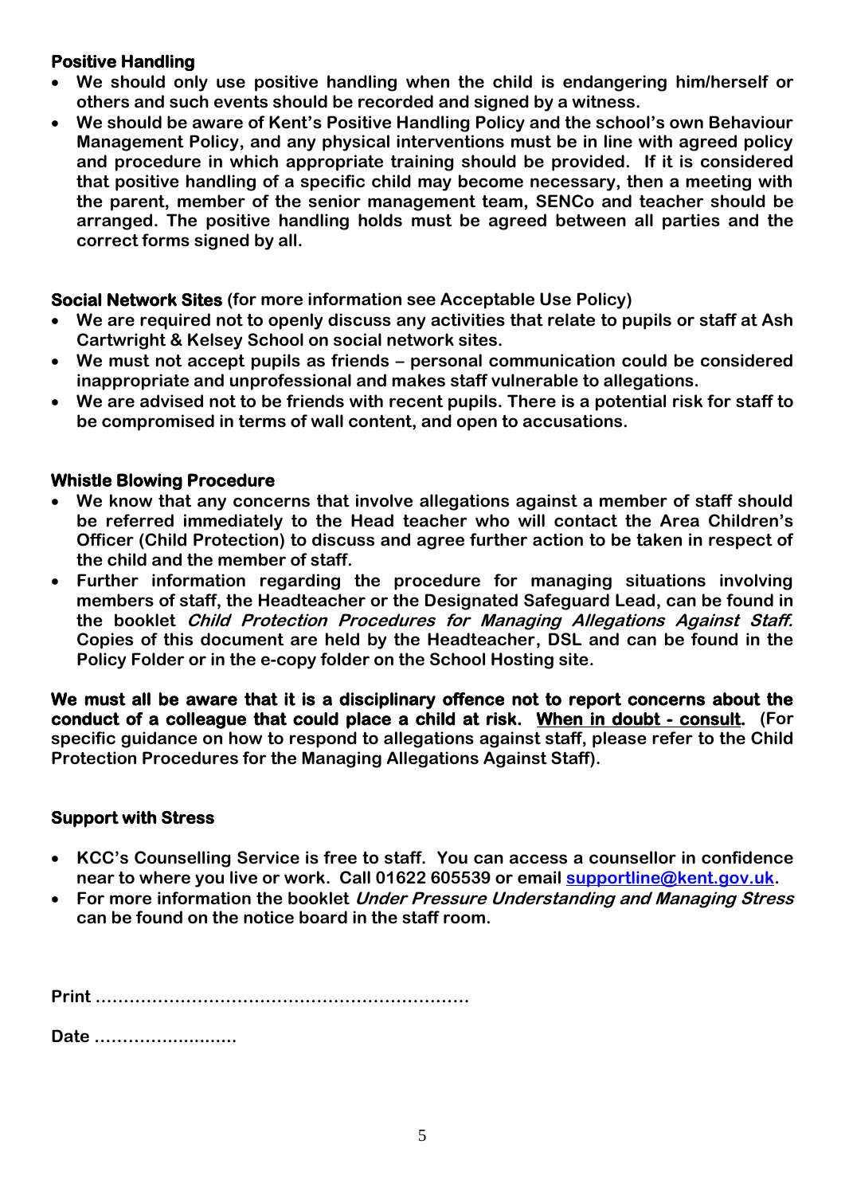**Positive Handling**

- **We should only use positive handling when the child is endangering him/herself or others and such events should be recorded and signed by a witness.**
- **We should be aware of Kent's Positive Handling Policy and the school's own Behaviour Management Policy, and any physical interventions must be in line with agreed policy and procedure in which appropriate training should be provided. If it is considered that positive handling of a specific child may become necessary, then a meeting with the parent, member of the senior management team, SENCo and teacher should be arranged. The positive handling holds must be agreed between all parties and the correct forms signed by all.**

**Social Network Sites (for more information see Acceptable Use Policy)**

- **We are required not to openly discuss any activities that relate to pupils or staff at Ash Cartwright & Kelsey School on social network sites.**
- **We must not accept pupils as friends – personal communication could be considered inappropriate and unprofessional and makes staff vulnerable to allegations.**
- **We are advised not to be friends with recent pupils. There is a potential risk for staff to be compromised in terms of wall content, and open to accusations.**

**Whistle Blowing Procedure**

- **We know that any concerns that involve allegations against a member of staff should be referred immediately to the Head teacher who will contact the Area Children's Officer (Child Protection) to discuss and agree further action to be taken in respect of the child and the member of staff.**
- **Further information regarding the procedure for managing situations involving members of staff, the Headteacher or the Designated Safeguard Lead, can be found in the booklet *Child Protection Procedures for Managing Allegations Against Staff.* Copies of this document are held by the Headteacher, DSL and can be found in the Policy Folder or in the e-copy folder on the School Hosting site.**

**We must all be aware that it is a disciplinary offence not to report concerns about the conduct of a colleague that could place a child at risk. <u>When in doubt - consult</u>. (For specific guidance on how to respond to allegations against staff, please refer to the Child Protection Procedures for the Managing Allegations Against Staff).**

**Support with Stress**

- **KCC's Counselling Service is free to staff. You can access a counsellor in confidence near to where you live or work. Call 01622 605539 or email [supportline@kent.gov.uk](mailto:supportline@kent.gov.uk).**
- **For more information the booklet *Under Pressure Understanding and Managing Stress* can be found on the notice board in the staff room.**

**Print ……………………………………………………….**

**Date ……………………..**